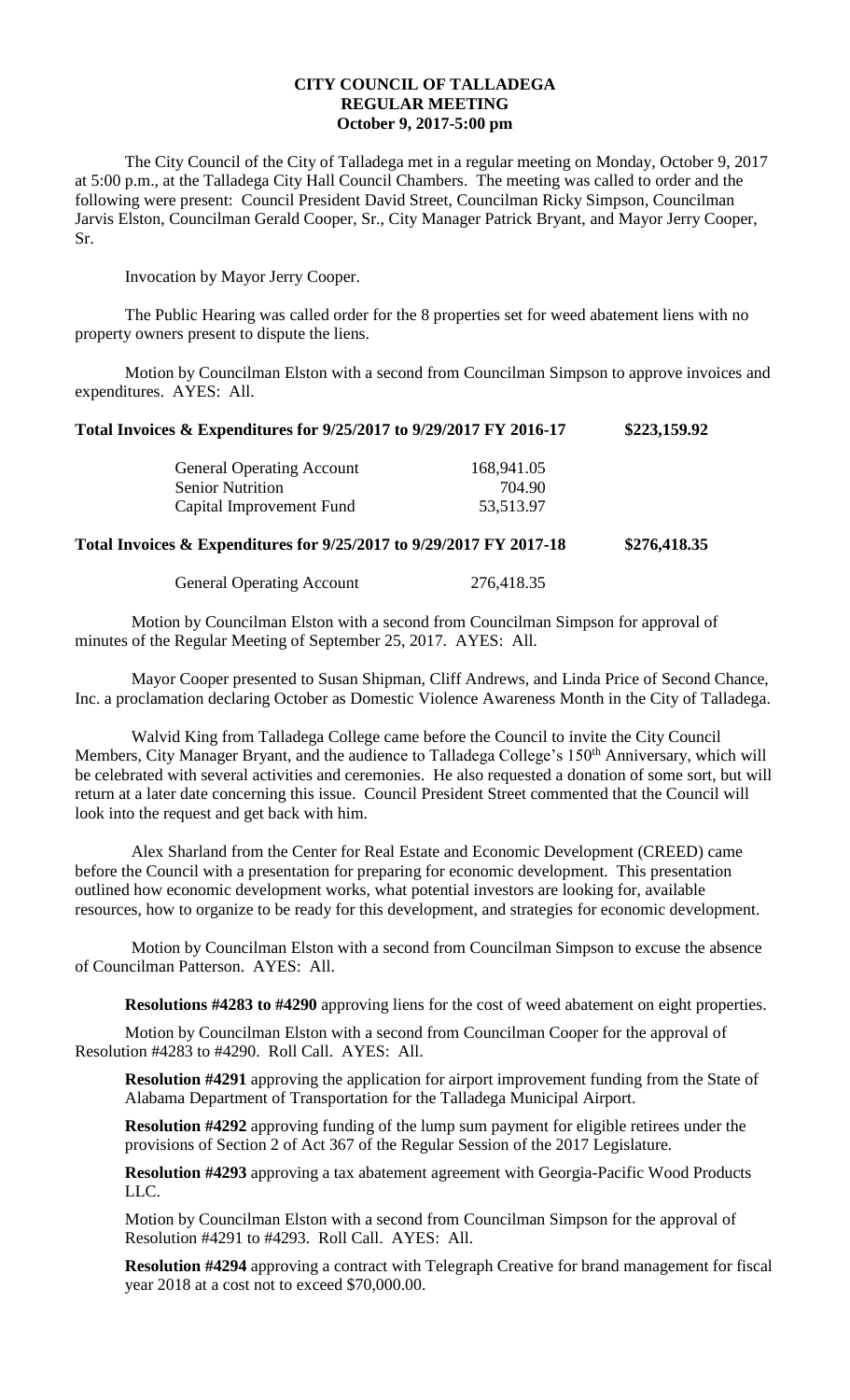# CITY COUNCIL OF TALLADEGA
## REGULAR MEETING
## October 9, 2017-5:00 pm

The City Council of the City of Talladega met in a regular meeting on Monday, October 9, 2017 at 5:00 p.m., at the Talladega City Hall Council Chambers. The meeting was called to order and the following were present: Council President David Street, Councilman Ricky Simpson, Councilman Jarvis Elston, Councilman Gerald Cooper, Sr., City Manager Patrick Bryant, and Mayor Jerry Cooper, Sr.

Invocation by Mayor Jerry Cooper.

The Public Hearing was called order for the 8 properties set for weed abatement liens with no property owners present to dispute the liens.

Motion by Councilman Elston with a second from Councilman Simpson to approve invoices and expenditures. AYES: All.

**Total Invoices & Expenditures for 9/25/2017 to 9/29/2017 FY 2016-17 $223,159.92**

| | |
|---|---|
| General Operating Account | 168,941.05 |
| Senior Nutrition | 704.90 |
| Capital Improvement Fund | 53,513.97 |

**Total Invoices & Expenditures for 9/25/2017 to 9/29/2017 FY 2017-18 $276,418.35**

| | |
|---|---|
| General Operating Account | 276,418.35 |

Motion by Councilman Elston with a second from Councilman Simpson for approval of minutes of the Regular Meeting of September 25, 2017. AYES: All.

Mayor Cooper presented to Susan Shipman, Cliff Andrews, and Linda Price of Second Chance, Inc. a proclamation declaring October as Domestic Violence Awareness Month in the City of Talladega.

Walvid King from Talladega College came before the Council to invite the City Council Members, City Manager Bryant, and the audience to Talladega College's 150th Anniversary, which will be celebrated with several activities and ceremonies. He also requested a donation of some sort, but will return at a later date concerning this issue. Council President Street commented that the Council will look into the request and get back with him.

Alex Sharland from the Center for Real Estate and Economic Development (CREED) came before the Council with a presentation for preparing for economic development. This presentation outlined how economic development works, what potential investors are looking for, available resources, how to organize to be ready for this development, and strategies for economic development.

Motion by Councilman Elston with a second from Councilman Simpson to excuse the absence of Councilman Patterson. AYES: All.

**Resolutions #4283 to #4290** approving liens for the cost of weed abatement on eight properties.

Motion by Councilman Elston with a second from Councilman Cooper for the approval of Resolution #4283 to #4290. Roll Call. AYES: All.

**Resolution #4291** approving the application for airport improvement funding from the State of Alabama Department of Transportation for the Talladega Municipal Airport.

**Resolution #4292** approving funding of the lump sum payment for eligible retirees under the provisions of Section 2 of Act 367 of the Regular Session of the 2017 Legislature.

**Resolution #4293** approving a tax abatement agreement with Georgia-Pacific Wood Products LLC.

Motion by Councilman Elston with a second from Councilman Simpson for the approval of Resolution #4291 to #4293. Roll Call. AYES: All.

**Resolution #4294** approving a contract with Telegraph Creative for brand management for fiscal year 2018 at a cost not to exceed $70,000.00.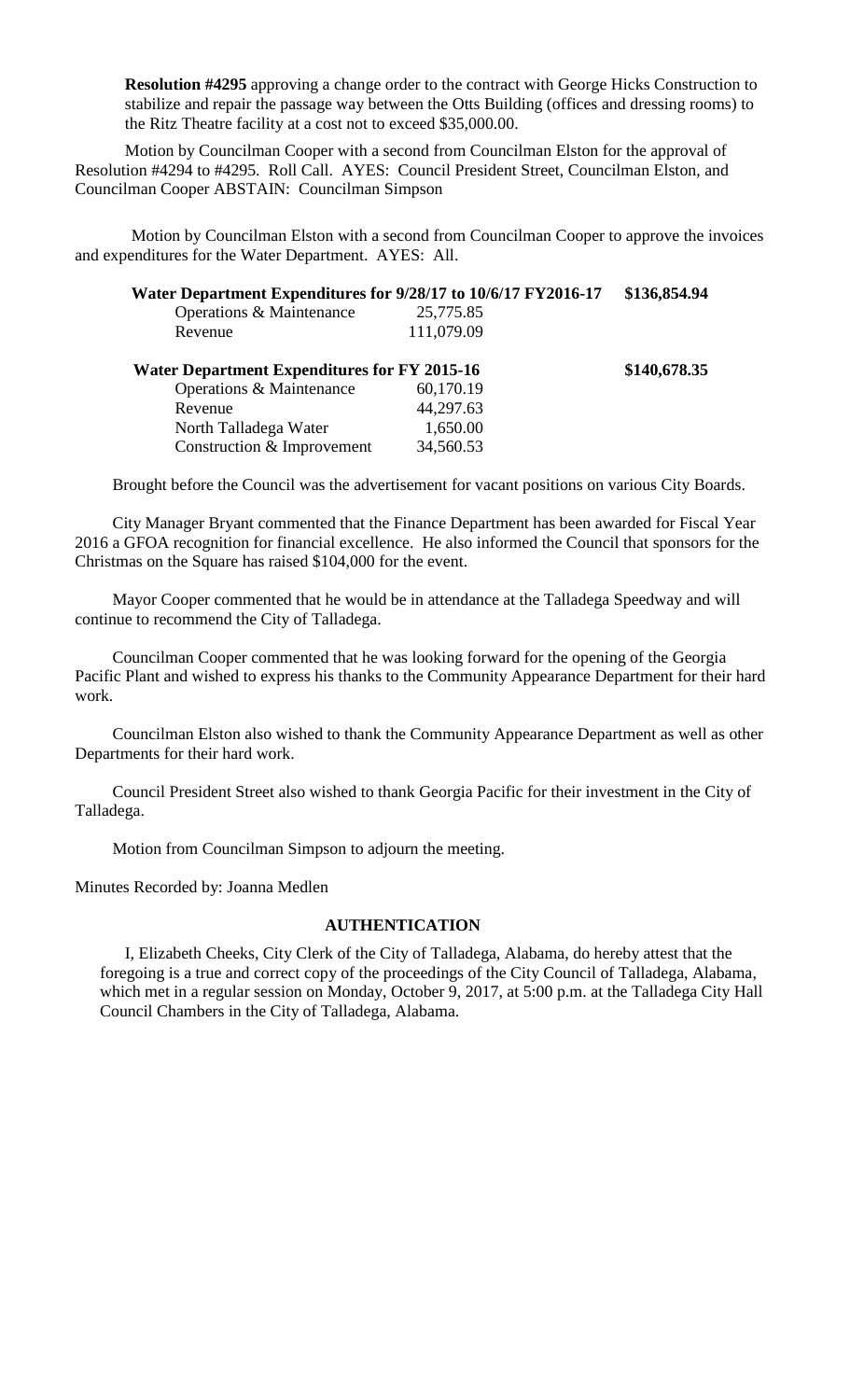**Resolution #4295** approving a change order to the contract with George Hicks Construction to stabilize and repair the passage way between the Otts Building (offices and dressing rooms) to the Ritz Theatre facility at a cost not to exceed $35,000.00.

Motion by Councilman Cooper with a second from Councilman Elston for the approval of Resolution #4294 to #4295. Roll Call. AYES: Council President Street, Councilman Elston, and Councilman Cooper ABSTAIN: Councilman Simpson

Motion by Councilman Elston with a second from Councilman Cooper to approve the invoices and expenditures for the Water Department. AYES: All.

| | | |
|---|---|---|
| **Water Department Expenditures for 9/28/17 to 10/6/17 FY2016-17** | | **$136,854.94** |
| Operations & Maintenance | 25,775.85 | |
| Revenue | 111,079.09 | |
| **Water Department Expenditures for FY 2015-16** | | **$140,678.35** |
| Operations & Maintenance | 60,170.19 | |
| Revenue | 44,297.63 | |
| North Talladega Water | 1,650.00 | |
| Construction & Improvement | 34,560.53 | |

Brought before the Council was the advertisement for vacant positions on various City Boards.

City Manager Bryant commented that the Finance Department has been awarded for Fiscal Year 2016 a GFOA recognition for financial excellence. He also informed the Council that sponsors for the Christmas on the Square has raised $104,000 for the event.

Mayor Cooper commented that he would be in attendance at the Talladega Speedway and will continue to recommend the City of Talladega.

Councilman Cooper commented that he was looking forward for the opening of the Georgia Pacific Plant and wished to express his thanks to the Community Appearance Department for their hard work.

Councilman Elston also wished to thank the Community Appearance Department as well as other Departments for their hard work.

Council President Street also wished to thank Georgia Pacific for their investment in the City of Talladega.

Motion from Councilman Simpson to adjourn the meeting.

Minutes Recorded by: Joanna Medlen

## AUTHENTICATION

I, Elizabeth Cheeks, City Clerk of the City of Talladega, Alabama, do hereby attest that the foregoing is a true and correct copy of the proceedings of the City Council of Talladega, Alabama, which met in a regular session on Monday, October 9, 2017, at 5:00 p.m. at the Talladega City Hall Council Chambers in the City of Talladega, Alabama.